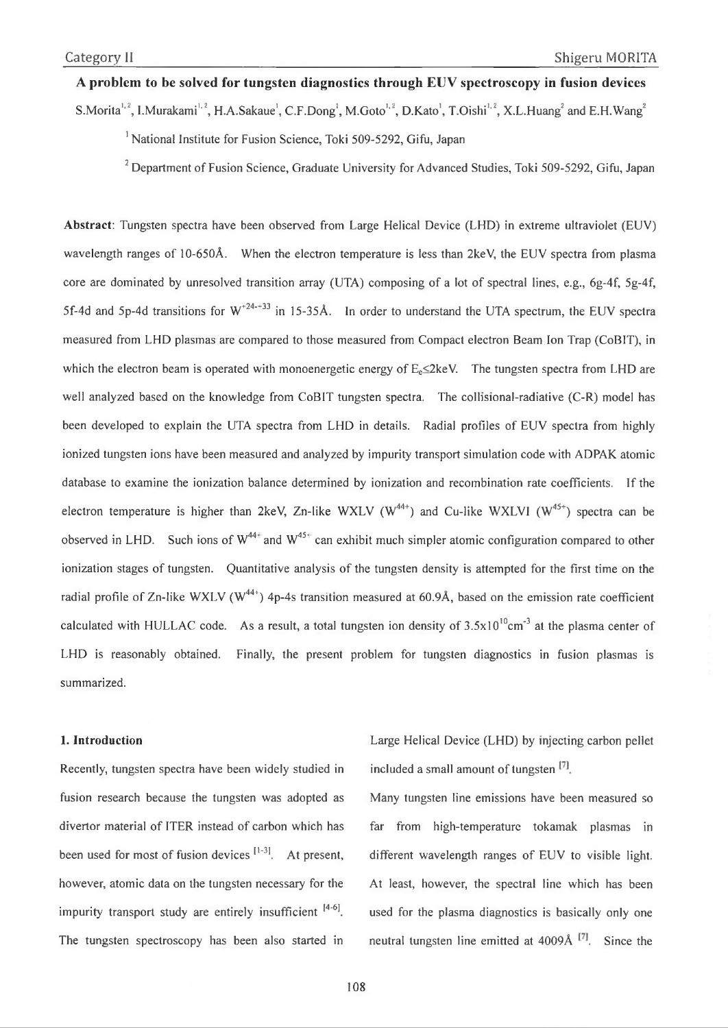# A problem to be solved for tungsten diagnostics through EUV spectroscopy in fusion devices

S.Morita[1,2], I.Murakami[1,2], H.A.Sakaue[1], C.F.Dong[1], M.Goto[1,2], D.Kato[1], T.Oishi[1,2], X.L.Huang[2] and E.H.Wang[2]

[1] National Institute for Fusion Science, Toki 509-5292, Gifu, Japan

[2] Department of Fusion Science, Graduate University for Advanced Studies, Toki 509-5292, Gifu, Japan

**Abstract**: Tungsten spectra have been observed from Large Helical Device (LHD) in extreme ultraviolet (EUV) wavelength ranges of 10-650Å. When the electron temperature is less than 2keV, the EUV spectra from plasma core are dominated by unresolved transition array (UTA) composing of a lot of spectral lines, e.g., 6g-4f, 5g-4f, 5f-4d and 5p-4d transitions for $W^{+24-+33}$ in 15-35Å. In order to understand the UTA spectrum, the EUV spectra measured from LHD plasmas are compared to those measured from Compact electron Beam Ion Trap (CoBIT), in which the electron beam is operated with monoenergetic energy of $E_e \leq 2$keV. The tungsten spectra from LHD are well analyzed based on the knowledge from CoBIT tungsten spectra. The collisional-radiative (C-R) model has been developed to explain the UTA spectra from LHD in details. Radial profiles of EUV spectra from highly ionized tungsten ions have been measured and analyzed by impurity transport simulation code with ADPAK atomic database to examine the ionization balance determined by ionization and recombination rate coefficients. If the electron temperature is higher than 2keV, Zn-like WXLV ($W^{44+}$) and Cu-like WXLVI ($W^{45+}$) spectra can be observed in LHD. Such ions of $W^{44+}$ and $W^{45+}$ can exhibit much simpler atomic configuration compared to other ionization stages of tungsten. Quantitative analysis of the tungsten density is attempted for the first time on the radial profile of Zn-like WXLV ($W^{44+}$) 4p-4s transition measured at 60.9Å, based on the emission rate coefficient calculated with HULLAC code. As a result, a total tungsten ion density of $3.5\times10^{10}$cm$^{-3}$ at the plasma center of LHD is reasonably obtained. Finally, the present problem for tungsten diagnostics in fusion plasmas is summarized.

## 1. Introduction

Recently, tungsten spectra have been widely studied in fusion research because the tungsten was adopted as divertor material of ITER instead of carbon which has been used for most of fusion devices [1-3]. At present, however, atomic data on the tungsten necessary for the impurity transport study are entirely insufficient [4-6]. The tungsten spectroscopy has been also started in Large Helical Device (LHD) by injecting carbon pellet included a small amount of tungsten [7].

Many tungsten line emissions have been measured so far from high-temperature tokamak plasmas in different wavelength ranges of EUV to visible light. At least, however, the spectral line which has been used for the plasma diagnostics is basically only one neutral tungsten line emitted at 4009Å [7]. Since the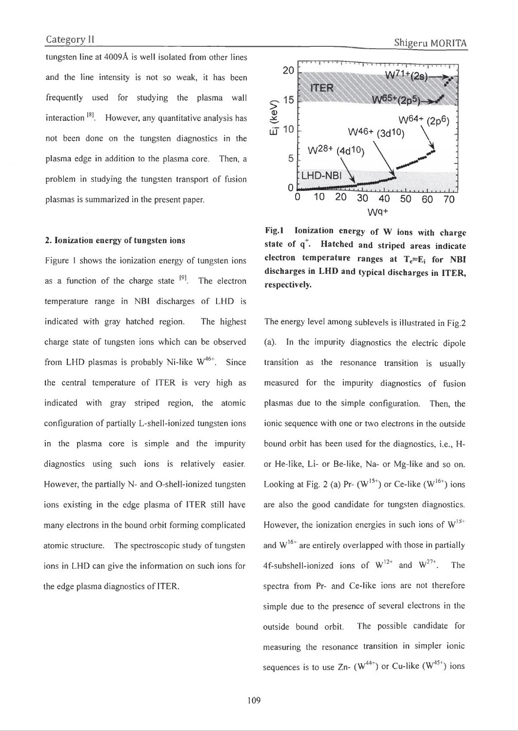tungsten line at 4009Å is well isolated from other lines and the line intensity is not so weak, it has been frequently used for studying the plasma wall interaction [8]. However, any quantitative analysis has not been done on the tungsten diagnostics in the plasma edge in addition to the plasma core. Then, a problem in studying the tungsten transport of fusion plasmas is summarized in the present paper.

## 2. Ionization energy of tungsten ions

Figure 1 shows the ionization energy of tungsten ions as a function of the charge state [9]. The electron temperature range in NBI discharges of LHD is indicated with gray hatched region. The highest charge state of tungsten ions which can be observed from LHD plasmas is probably Ni-like $W^{46+}$. Since the central temperature of ITER is very high as indicated with gray striped region, the atomic configuration of partially L-shell-ionized tungsten ions in the plasma core is simple and the impurity diagnostics using such ions is relatively easier. However, the partially N- and O-shell-ionized tungsten ions existing in the edge plasma of ITER still have many electrons in the bound orbit forming complicated atomic structure. The spectroscopic study of tungsten ions in LHD can give the information on such ions for the edge plasma diagnostics of ITER.

**Fig.1 Ionization energy of W ions with charge state of $q^+$. Hatched and striped areas indicate electron temperature ranges at $T_e$=$E_i$ for NBI discharges in LHD and typical discharges in ITER, respectively.**

The energy level among sublevels is illustrated in Fig.2 (a). In the impurity diagnostics the electric dipole transition as the resonance transition is usually measured for the impurity diagnostics of fusion plasmas due to the simple configuration. Then, the ionic sequence with one or two electrons in the outside bound orbit has been used for the diagnostics, i.e., H- or He-like, Li- or Be-like, Na- or Mg-like and so on. Looking at Fig. 2 (a) Pr- ($W^{15+}$) or Ce-like ($W^{16+}$) ions are also the good candidate for tungsten diagnostics. However, the ionization energies in such ions of $W^{15+}$ and $W^{16+}$ are entirely overlapped with those in partially 4f-subshell-ionized ions of $W^{12+}$ and $W^{27+}$. The spectra from Pr- and Ce-like ions are not therefore simple due to the presence of several electrons in the outside bound orbit. The possible candidate for measuring the resonance transition in simpler ionic sequences is to use Zn- ($W^{44+}$) or Cu-like ($W^{45+}$) ions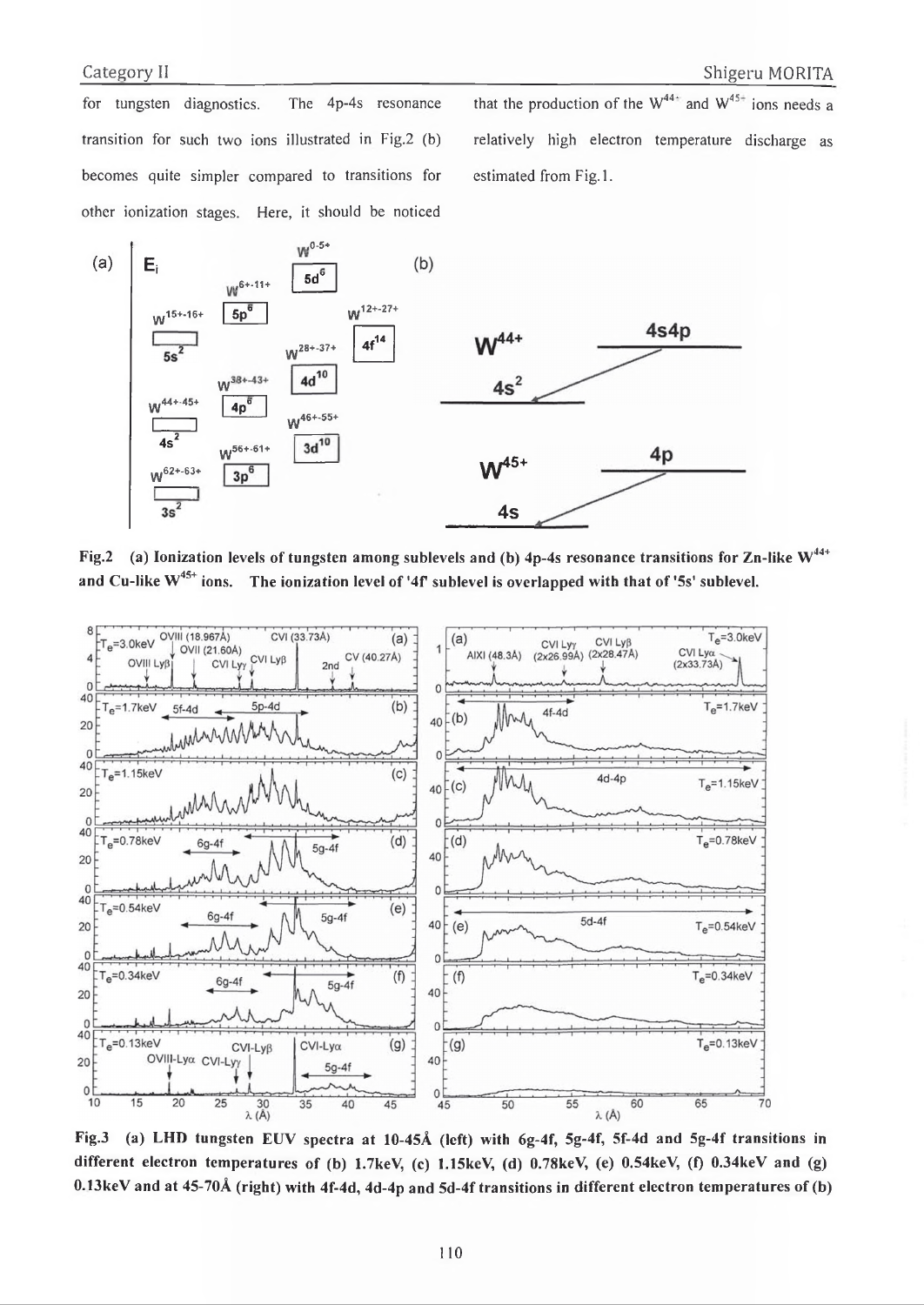for tungsten diagnostics. The 4p-4s resonance transition for such two ions illustrated in Fig.2 (b) becomes quite simpler compared to transitions for other ionization stages. Here, it should be noticed that the production of the $W^{44+}$ and $W^{45+}$ ions needs a relatively high electron temperature discharge as estimated from Fig.1.

**Fig.2 (a) Ionization levels of tungsten among sublevels and (b) 4p-4s resonance transitions for Zn-like $W^{44+}$ and Cu-like $W^{45+}$ ions. The ionization level of '4f' sublevel is overlapped with that of '5s' sublevel.**

**Fig.3 (a) LHD tungsten EUV spectra at 10-45Å (left) with 6g-4f, 5g-4f, 5f-4d and 5g-4f transitions in different electron temperatures of (b) 1.7keV, (c) 1.15keV, (d) 0.78keV, (e) 0.54keV, (f) 0.34keV and (g) 0.13keV and at 45-70Å (right) with 4f-4d, 4d-4p and 5d-4f transitions in different electron temperatures of (b)**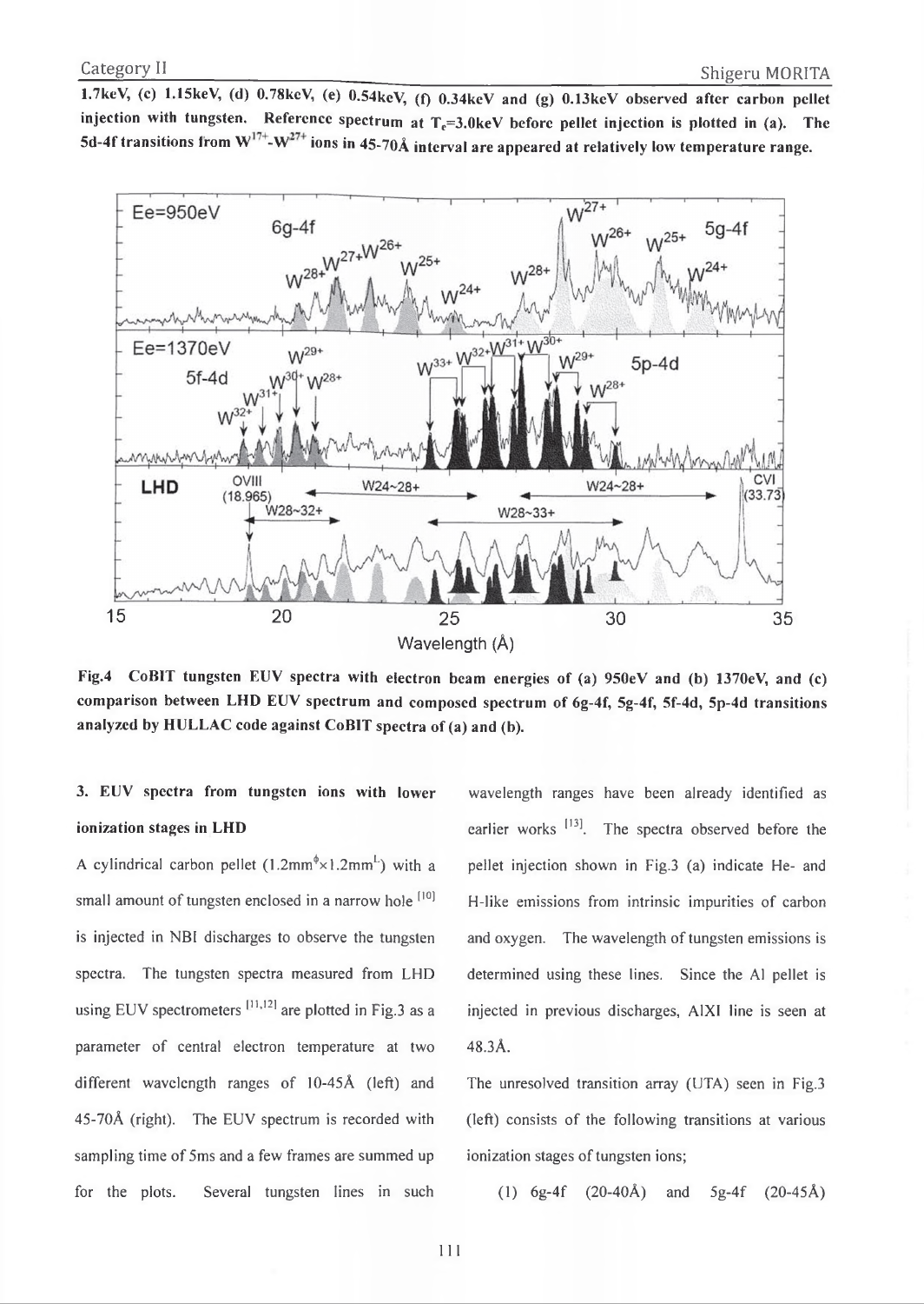1.7keV, (c) 1.15keV, (d) 0.78keV, (e) 0.54keV, (f) 0.34keV and (g) 0.13keV observed after carbon pellet injection with tungsten. Reference spectrum at $T_e$=3.0keV before pellet injection is plotted in (a). The 5d-4f transitions from $W^{17+}$-$W^{27+}$ ions in 45-70Å interval are appeared at relatively low temperature range.

**Fig.4 CoBIT tungsten EUV spectra with electron beam energies of (a) 950eV and (b) 1370eV, and (c) comparison between LHD EUV spectrum and composed spectrum of 6g-4f, 5g-4f, 5f-4d, 5p-4d transitions analyzed by HULLAC code against CoBIT spectra of (a) and (b).**

### 3. EUV spectra from tungsten ions with lower ionization stages in LHD

A cylindrical carbon pellet (1.2mm$^{\phi}$×1.2mm$^{L}$) with a small amount of tungsten enclosed in a narrow hole [10] is injected in NBI discharges to observe the tungsten spectra. The tungsten spectra measured from LHD using EUV spectrometers [11,12] are plotted in Fig.3 as a parameter of central electron temperature at two different wavelength ranges of 10-45Å (left) and 45-70Å (right). The EUV spectrum is recorded with sampling time of 5ms and a few frames are summed up for the plots. Several tungsten lines in such wavelength ranges have been already identified as earlier works [13]. The spectra observed before the pellet injection shown in Fig.3 (a) indicate He- and H-like emissions from intrinsic impurities of carbon and oxygen. The wavelength of tungsten emissions is determined using these lines. Since the Al pellet is injected in previous discharges, AlXI line is seen at 48.3Å.

The unresolved transition array (UTA) seen in Fig.3 (left) consists of the following transitions at various ionization stages of tungsten ions;

(1) 6g-4f (20-40Å) and 5g-4f (20-45Å)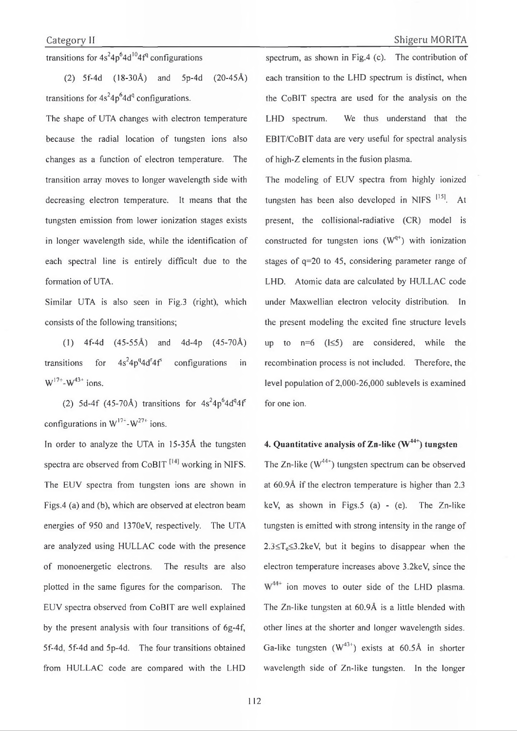transitions for $4s^24p^64d^{10}4f^q$ configurations

(2) 5f-4d (18-30Å) and 5p-4d (20-45Å) transitions for $4s^24p^64d^q$ configurations.

The shape of UTA changes with electron temperature because the radial location of tungsten ions also changes as a function of electron temperature. The transition array moves to longer wavelength side with decreasing electron temperature. It means that the tungsten emission from lower ionization stages exists in longer wavelength side, while the identification of each spectral line is entirely difficult due to the formation of UTA.

Similar UTA is also seen in Fig.3 (right), which consists of the following transitions;

(1) 4f-4d (45-55Å) and 4d-4p (45-70Å) transitions for $4s^24p^q4d^r4f^s$ configurations in $W^{17+}$-$W^{43+}$ ions.

(2) 5d-4f (45-70Å) transitions for $4s^24p^64d^q4f^r$ configurations in $W^{17+}$-$W^{27+}$ ions.

In order to analyze the UTA in 15-35Å the tungsten spectra are observed from CoBIT [14] working in NIFS. The EUV spectra from tungsten ions are shown in Figs.4 (a) and (b), which are observed at electron beam energies of 950 and 1370eV, respectively. The UTA are analyzed using HULLAC code with the presence of monoenergetic electrons. The results are also plotted in the same figures for the comparison. The EUV spectra observed from CoBIT are well explained by the present analysis with four transitions of 6g-4f, 5f-4d, 5f-4d and 5p-4d. The four transitions obtained from HULLAC code are compared with the LHD spectrum, as shown in Fig.4 (c). The contribution of each transition to the LHD spectrum is distinct, when the CoBIT spectra are used for the analysis on the LHD spectrum. We thus understand that the EBIT/CoBIT data are very useful for spectral analysis of high-Z elements in the fusion plasma.

The modeling of EUV spectra from highly ionized tungsten has been also developed in NIFS [15]. At present, the collisional-radiative (CR) model is constructed for tungsten ions ($W^{q+}$) with ionization stages of q=20 to 45, considering parameter range of LHD. Atomic data are calculated by HULLAC code under Maxwellian electron velocity distribution. In the present modeling the excited fine structure levels up to n=6 ($l \leq 5$) are considered, while the recombination process is not included. Therefore, the level population of 2,000-26,000 sublevels is examined for one ion.

### 4. Quantitative analysis of Zn-like ($W^{44+}$) tungsten

The Zn-like ($W^{44+}$) tungsten spectrum can be observed at 60.9Å if the electron temperature is higher than 2.3 keV, as shown in Figs.5 (a) - (e). The Zn-like tungsten is emitted with strong intensity in the range of $2.3 \leq T_e \leq 3.2$keV, but it begins to disappear when the electron temperature increases above 3.2keV, since the $W^{44+}$ ion moves to outer side of the LHD plasma. The Zn-like tungsten at 60.9Å is a little blended with other lines at the shorter and longer wavelength sides. Ga-like tungsten ($W^{43+}$) exists at 60.5Å in shorter wavelength side of Zn-like tungsten. In the longer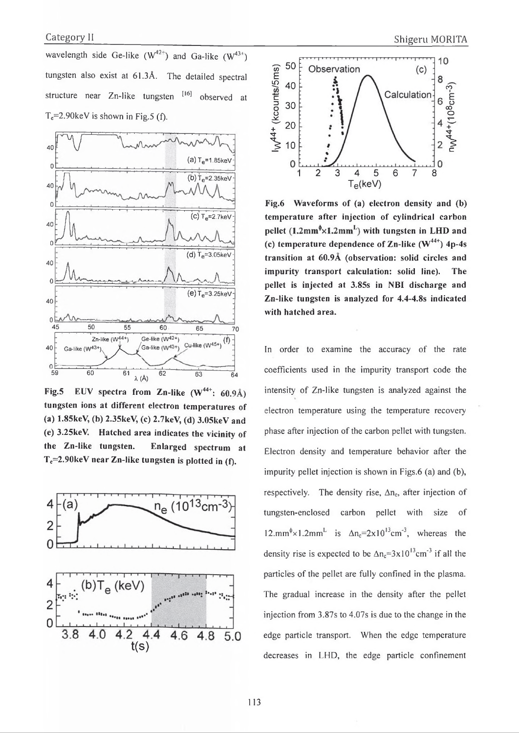wavelength side Ge-like ($W^{42+}$) and Ga-like ($W^{43+}$) tungsten also exist at 61.3Å. The detailed spectral structure near Zn-like tungsten [16] observed at $T_e$=2.90keV is shown in Fig.5 (f).

**Fig.5 EUV spectra from Zn-like ($W^{44+}$: 60.9Å) tungsten ions at different electron temperatures of (a) 1.85keV, (b) 2.35keV, (c) 2.7keV, (d) 3.05keV and (e) 3.25keV. Hatched area indicates the vicinity of the Zn-like tungsten. Enlarged spectrum at $T_e$=2.90keV near Zn-like tungsten is plotted in (f).**

**Fig.6 Waveforms of (a) electron density and (b) temperature after injection of cylindrical carbon pellet (1.2mm$^{\phi}$×1.2mm$^{L}$) with tungsten in LHD and (c) temperature dependence of Zn-like ($W^{44+}$) 4p-4s transition at 60.9Å (observation: solid circles and impurity transport calculation: solid line). The pellet is injected at 3.85s in NBI discharge and Zn-like tungsten is analyzed for 4.4-4.8s indicated with hatched area.**

In order to examine the accuracy of the rate coefficients used in the impurity transport code the intensity of Zn-like tungsten is analyzed against the electron temperature using the temperature recovery phase after injection of the carbon pellet with tungsten. Electron density and temperature behavior after the impurity pellet injection is shown in Figs.6 (a) and (b), respectively. The density rise, $\Delta n_e$, after injection of tungsten-enclosed carbon pellet with size of 12.mm$^{\phi}$×1.2mm$^{L}$ is $\Delta n_e$=2x10$^{13}$cm$^{-3}$, whereas the density rise is expected to be $\Delta n_e$=3x10$^{13}$cm$^{-3}$ if all the particles of the pellet are fully confined in the plasma. The gradual increase in the density after the pellet injection from 3.87s to 4.07s is due to the change in the edge particle transport. When the edge temperature decreases in LHD, the edge particle confinement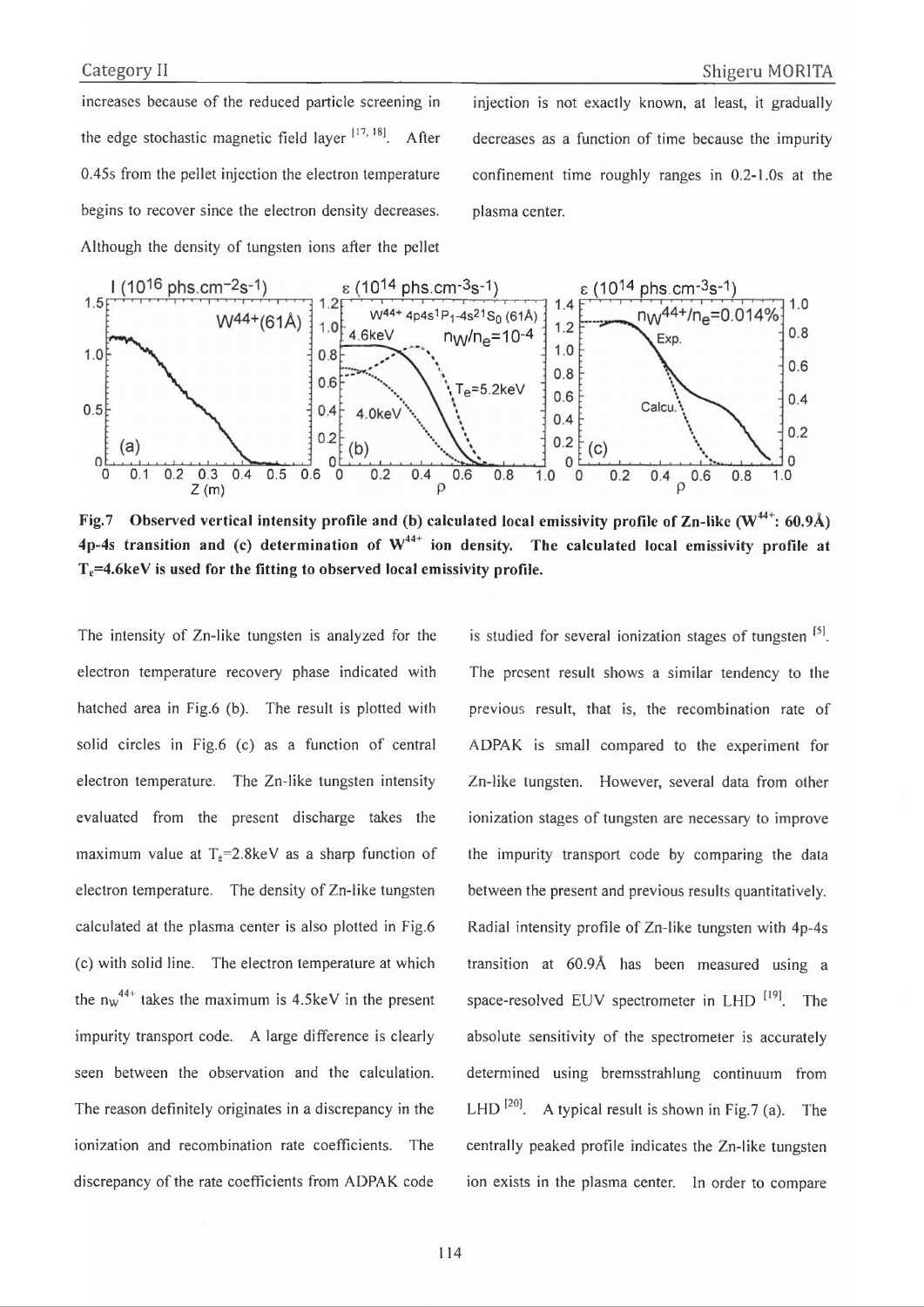increases because of the reduced particle screening in the edge stochastic magnetic field layer [17, 18]. After 0.45s from the pellet injection the electron temperature begins to recover since the electron density decreases. Although the density of tungsten ions after the pellet injection is not exactly known, at least, it gradually decreases as a function of time because the impurity confinement time roughly ranges in 0.2-1.0s at the plasma center.

**Fig.7 Observed vertical intensity profile and (b) calculated local emissivity profile of Zn-like ($W^{44+}$: 60.9Å) 4p-4s transition and (c) determination of $W^{44+}$ ion density. The calculated local emissivity profile at $T_e$=4.6keV is used for the fitting to observed local emissivity profile.**

The intensity of Zn-like tungsten is analyzed for the electron temperature recovery phase indicated with hatched area in Fig.6 (b). The result is plotted with solid circles in Fig.6 (c) as a function of central electron temperature. The Zn-like tungsten intensity evaluated from the present discharge takes the maximum value at $T_e$=2.8keV as a sharp function of electron temperature. The density of Zn-like tungsten calculated at the plasma center is also plotted in Fig.6 (c) with solid line. The electron temperature at which the $n_W^{44+}$ takes the maximum is 4.5keV in the present impurity transport code. A large difference is clearly seen between the observation and the calculation. The reason definitely originates in a discrepancy in the ionization and recombination rate coefficients. The discrepancy of the rate coefficients from ADPAK code is studied for several ionization stages of tungsten [5]. The present result shows a similar tendency to the previous result, that is, the recombination rate of ADPAK is small compared to the experiment for Zn-like tungsten. However, several data from other ionization stages of tungsten are necessary to improve the impurity transport code by comparing the data between the present and previous results quantitatively. Radial intensity profile of Zn-like tungsten with 4p-4s transition at 60.9Å has been measured using a space-resolved EUV spectrometer in LHD [19]. The absolute sensitivity of the spectrometer is accurately determined using bremsstrahlung continuum from LHD [20]. A typical result is shown in Fig.7 (a). The centrally peaked profile indicates the Zn-like tungsten ion exists in the plasma center. In order to compare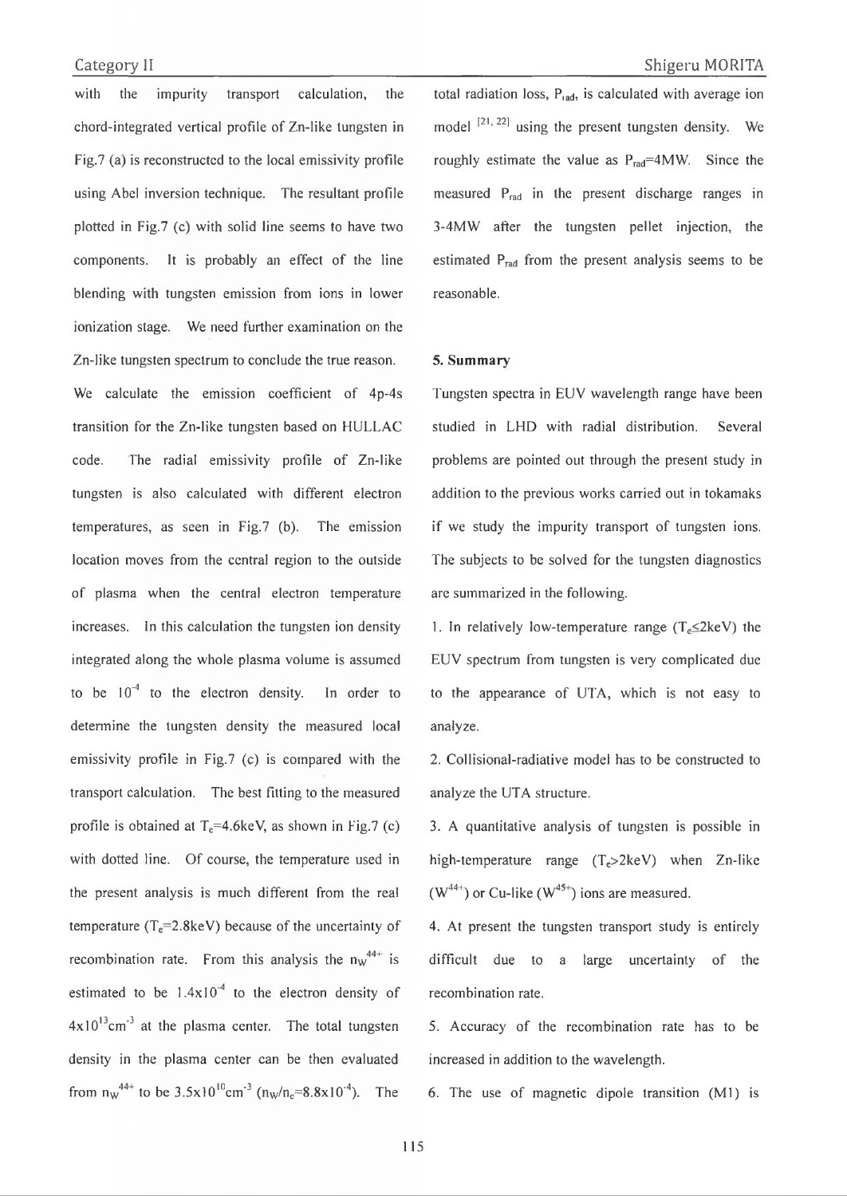with the impurity transport calculation, the chord-integrated vertical profile of Zn-like tungsten in Fig.7 (a) is reconstructed to the local emissivity profile using Abel inversion technique. The resultant profile plotted in Fig.7 (c) with solid line seems to have two components. It is probably an effect of the line blending with tungsten emission from ions in lower ionization stage. We need further examination on the Zn-like tungsten spectrum to conclude the true reason. We calculate the emission coefficient of 4p-4s transition for the Zn-like tungsten based on HULLAC code. The radial emissivity profile of Zn-like tungsten is also calculated with different electron temperatures, as seen in Fig.7 (b). The emission location moves from the central region to the outside of plasma when the central electron temperature increases. In this calculation the tungsten ion density integrated along the whole plasma volume is assumed to be $10^{-4}$ to the electron density. In order to determine the tungsten density the measured local emissivity profile in Fig.7 (c) is compared with the transport calculation. The best fitting to the measured profile is obtained at $T_e$=4.6keV, as shown in Fig.7 (c) with dotted line. Of course, the temperature used in the present analysis is much different from the real temperature ($T_e$=2.8keV) because of the uncertainty of recombination rate. From this analysis the $n_W^{44+}$ is estimated to be $1.4\times10^{-4}$ to the electron density of $4\times10^{13}\text{cm}^{-3}$ at the plasma center. The total tungsten density in the plasma center can be then evaluated from $n_W^{44+}$ to be $3.5\times10^{10}\text{cm}^{-3}$ ($n_W/n_e=8.8\times10^{-4}$). The total radiation loss, $P_{rad}$, is calculated with average ion model [21, 22] using the present tungsten density. We roughly estimate the value as $P_{rad}$=4MW. Since the measured $P_{rad}$ in the present discharge ranges in 3-4MW after the tungsten pellet injection, the estimated $P_{rad}$ from the present analysis seems to be reasonable.

## 5. Summary

Tungsten spectra in EUV wavelength range have been studied in LHD with radial distribution. Several problems are pointed out through the present study in addition to the previous works carried out in tokamaks if we study the impurity transport of tungsten ions. The subjects to be solved for the tungsten diagnostics are summarized in the following.

1. In relatively low-temperature range ($T_e\leq$2keV) the EUV spectrum from tungsten is very complicated due to the appearance of UTA, which is not easy to analyze.
2. Collisional-radiative model has to be constructed to analyze the UTA structure.
3. A quantitative analysis of tungsten is possible in high-temperature range ($T_e$>2keV) when Zn-like ($W^{44+}$) or Cu-like ($W^{45+}$) ions are measured.
4. At present the tungsten transport study is entirely difficult due to a large uncertainty of the recombination rate.
5. Accuracy of the recombination rate has to be increased in addition to the wavelength.
6. The use of magnetic dipole transition (M1) is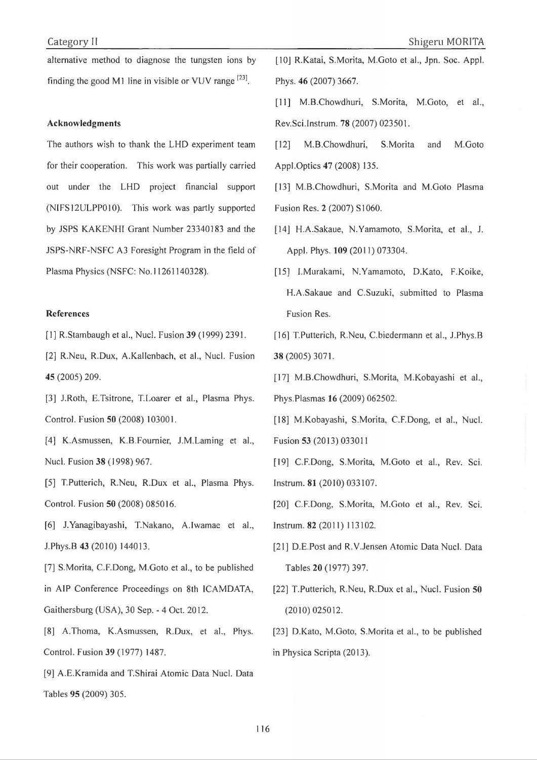alternative method to diagnose the tungsten ions by finding the good M1 line in visible or VUV range [23].

### Acknowledgments

The authors wish to thank the LHD experiment team for their cooperation. This work was partially carried out under the LHD project financial support (NIFS12ULPP010). This work was partly supported by JSPS KAKENHI Grant Number 23340183 and the JSPS-NRF-NSFC A3 Foresight Program in the field of Plasma Physics (NSFC: No.11261140328).

### References

[1] R.Stambaugh et al., Nucl. Fusion **39** (1999) 2391.

[2] R.Neu, R.Dux, A.Kallenbach, et al., Nucl. Fusion **45** (2005) 209.

[3] J.Roth, E.Tsitrone, T.Loarer et al., Plasma Phys. Control. Fusion **50** (2008) 103001.

[4] K.Asmussen, K.B.Fournier, J.M.Laming et al., Nucl. Fusion **38** (1998) 967.

[5] T.Putterich, R.Neu, R.Dux et al., Plasma Phys. Control. Fusion **50** (2008) 085016.

[6] J.Yanagibayashi, T.Nakano, A.Iwamae et al., J.Phys.B **43** (2010) 144013.

[7] S.Morita, C.F.Dong, M.Goto et al., to be published in AIP Conference Proceedings on 8th ICAMDATA, Gaithersburg (USA), 30 Sep. - 4 Oct. 2012.

[8] A.Thoma, K.Asmussen, R.Dux, et al., Phys. Control. Fusion **39** (1977) 1487.

[9] A.E.Kramida and T.Shirai Atomic Data Nucl. Data Tables **95** (2009) 305.

[10] R.Katai, S.Morita, M.Goto et al., Jpn. Soc. Appl. Phys. **46** (2007) 3667.

[11] M.B.Chowdhuri, S.Morita, M.Goto, et al., Rev.Sci.Instrum. **78** (2007) 023501.

[12] M.B.Chowdhuri, S.Morita and M.Goto Appl.Optics **47** (2008) 135.

[13] M.B.Chowdhuri, S.Morita and M.Goto Plasma Fusion Res. **2** (2007) S1060.

[14] H.A.Sakaue, N.Yamamoto, S.Morita, et al., J. Appl. Phys. **109** (2011) 073304.

[15] I.Murakami, N.Yamamoto, D.Kato, F.Koike, H.A.Sakaue and C.Suzuki, submitted to Plasma Fusion Res.

[16] T.Putterich, R.Neu, C.biedermann et al., J.Phys.B **38** (2005) 3071.

[17] M.B.Chowdhuri, S.Morita, M.Kobayashi et al., Phys.Plasmas **16** (2009) 062502.

[18] M.Kobayashi, S.Morita, C.F.Dong, et al., Nucl. Fusion **53** (2013) 033011

[19] C.F.Dong, S.Morita, M.Goto et al., Rev. Sci. Instrum. **81** (2010) 033107.

[20] C.F.Dong, S.Morita, M.Goto et al., Rev. Sci. Instrum. **82** (2011) 113102.

[21] D.E.Post and R.V.Jensen Atomic Data Nucl. Data Tables **20** (1977) 397.

[22] T.Putterich, R.Neu, R.Dux et al., Nucl. Fusion **50** (2010) 025012.

[23] D.Kato, M.Goto, S.Morita et al., to be published in Physica Scripta (2013).